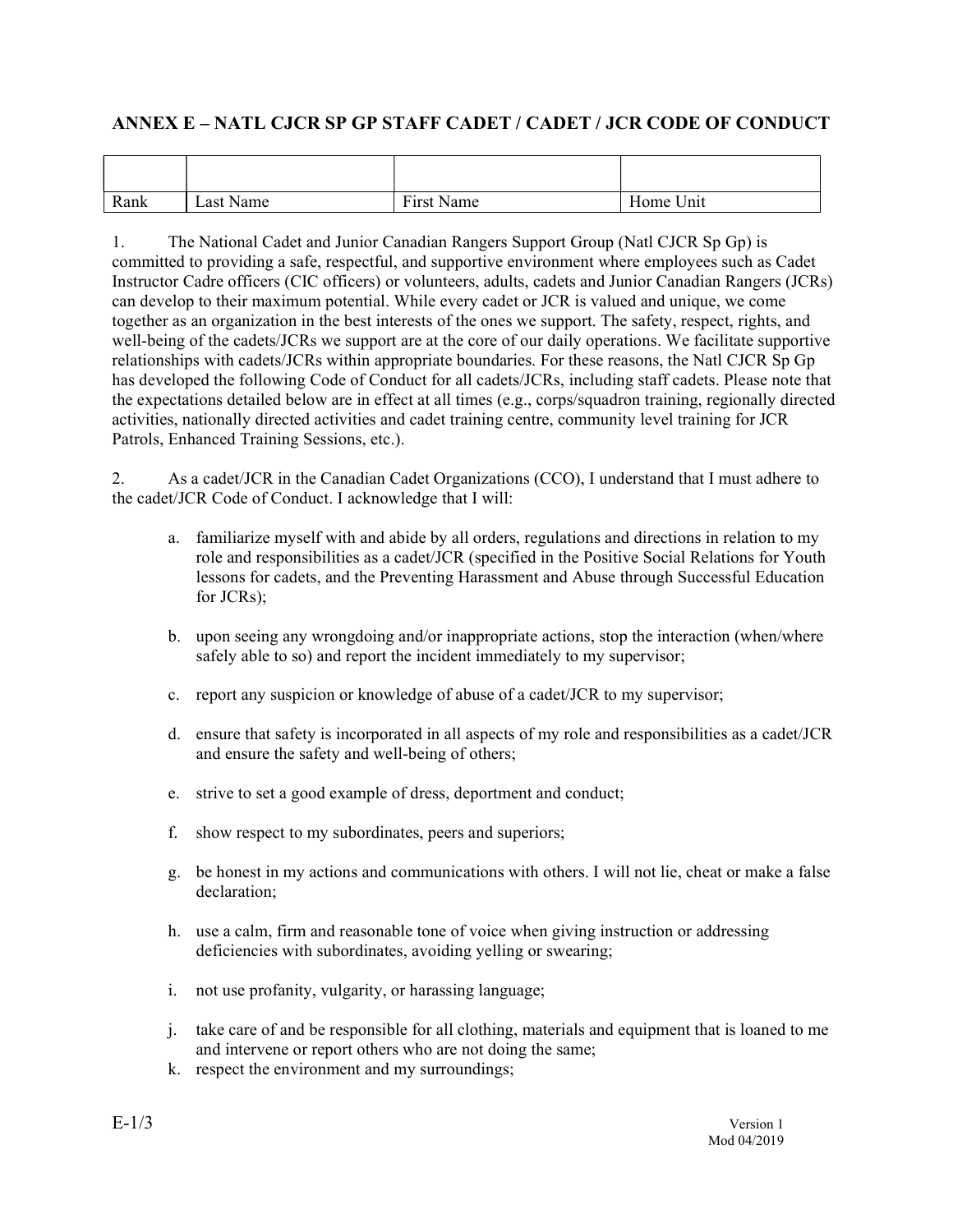## ANNEX E – NATL CJCR SP GP STAFF CADET / CADET / JCR CODE OF CONDUCT

| | | | |
|---|---|---|---|
| Rank | Last Name | First Name | Home Unit |

1. The National Cadet and Junior Canadian Rangers Support Group (Natl CJCR Sp Gp) is committed to providing a safe, respectful, and supportive environment where employees such as Cadet Instructor Cadre officers (CIC officers) or volunteers, adults, cadets and Junior Canadian Rangers (JCRs) can develop to their maximum potential. While every cadet or JCR is valued and unique, we come together as an organization in the best interests of the ones we support. The safety, respect, rights, and well-being of the cadets/JCRs we support are at the core of our daily operations. We facilitate supportive relationships with cadets/JCRs within appropriate boundaries. For these reasons, the Natl CJCR Sp Gp has developed the following Code of Conduct for all cadets/JCRs, including staff cadets. Please note that the expectations detailed below are in effect at all times (e.g., corps/squadron training, regionally directed activities, nationally directed activities and cadet training centre, community level training for JCR Patrols, Enhanced Training Sessions, etc.).

2. As a cadet/JCR in the Canadian Cadet Organizations (CCO), I understand that I must adhere to the cadet/JCR Code of Conduct. I acknowledge that I will:

a. familiarize myself with and abide by all orders, regulations and directions in relation to my role and responsibilities as a cadet/JCR (specified in the Positive Social Relations for Youth lessons for cadets, and the Preventing Harassment and Abuse through Successful Education for JCRs);

b. upon seeing any wrongdoing and/or inappropriate actions, stop the interaction (when/where safely able to so) and report the incident immediately to my supervisor;

c. report any suspicion or knowledge of abuse of a cadet/JCR to my supervisor;

d. ensure that safety is incorporated in all aspects of my role and responsibilities as a cadet/JCR and ensure the safety and well-being of others;

e. strive to set a good example of dress, deportment and conduct;

f. show respect to my subordinates, peers and superiors;

g. be honest in my actions and communications with others. I will not lie, cheat or make a false declaration;

h. use a calm, firm and reasonable tone of voice when giving instruction or addressing deficiencies with subordinates, avoiding yelling or swearing;

i. not use profanity, vulgarity, or harassing language;

j. take care of and be responsible for all clothing, materials and equipment that is loaned to me and intervene or report others who are not doing the same;

k. respect the environment and my surroundings;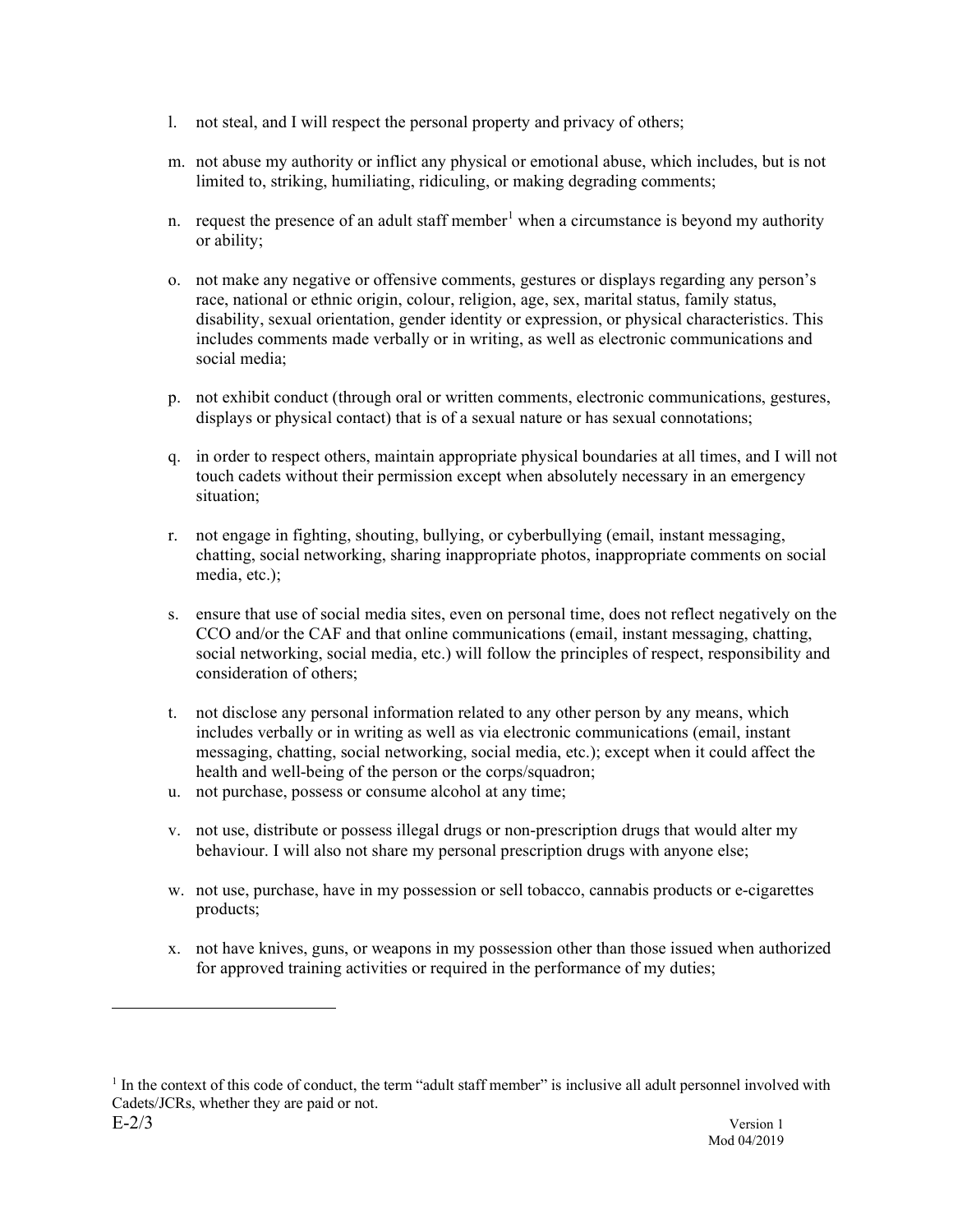l. not steal, and I will respect the personal property and privacy of others;

m. not abuse my authority or inflict any physical or emotional abuse, which includes, but is not limited to, striking, humiliating, ridiculing, or making degrading comments;

n. request the presence of an adult staff member[1] when a circumstance is beyond my authority or ability;

o. not make any negative or offensive comments, gestures or displays regarding any person's race, national or ethnic origin, colour, religion, age, sex, marital status, family status, disability, sexual orientation, gender identity or expression, or physical characteristics. This includes comments made verbally or in writing, as well as electronic communications and social media;

p. not exhibit conduct (through oral or written comments, electronic communications, gestures, displays or physical contact) that is of a sexual nature or has sexual connotations;

q. in order to respect others, maintain appropriate physical boundaries at all times, and I will not touch cadets without their permission except when absolutely necessary in an emergency situation;

r. not engage in fighting, shouting, bullying, or cyberbullying (email, instant messaging, chatting, social networking, sharing inappropriate photos, inappropriate comments on social media, etc.);

s. ensure that use of social media sites, even on personal time, does not reflect negatively on the CCO and/or the CAF and that online communications (email, instant messaging, chatting, social networking, social media, etc.) will follow the principles of respect, responsibility and consideration of others;

t. not disclose any personal information related to any other person by any means, which includes verbally or in writing as well as via electronic communications (email, instant messaging, chatting, social networking, social media, etc.); except when it could affect the health and well-being of the person or the corps/squadron;

u. not purchase, possess or consume alcohol at any time;

v. not use, distribute or possess illegal drugs or non-prescription drugs that would alter my behaviour. I will also not share my personal prescription drugs with anyone else;

w. not use, purchase, have in my possession or sell tobacco, cannabis products or e-cigarettes products;

x. not have knives, guns, or weapons in my possession other than those issued when authorized for approved training activities or required in the performance of my duties;

---

[1] In the context of this code of conduct, the term "adult staff member" is inclusive all adult personnel involved with Cadets/JCRs, whether they are paid or not.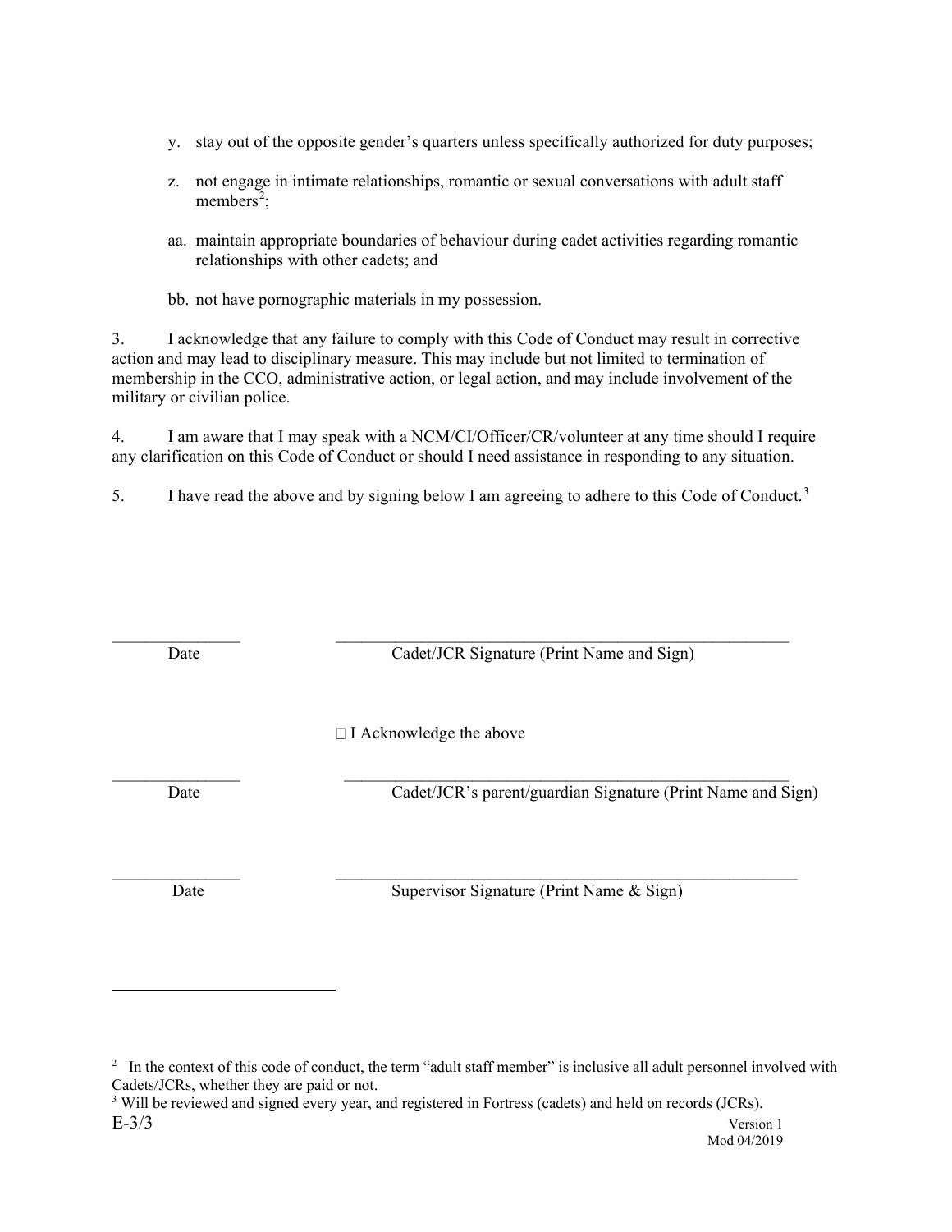y. stay out of the opposite gender's quarters unless specifically authorized for duty purposes;

z. not engage in intimate relationships, romantic or sexual conversations with adult staff members[2];

aa. maintain appropriate boundaries of behaviour during cadet activities regarding romantic relationships with other cadets; and

bb. not have pornographic materials in my possession.

3. I acknowledge that any failure to comply with this Code of Conduct may result in corrective action and may lead to disciplinary measure. This may include but not limited to termination of membership in the CCO, administrative action, or legal action, and may include involvement of the military or civilian police.

4. I am aware that I may speak with a NCM/CI/Officer/CR/volunteer at any time should I require any clarification on this Code of Conduct or should I need assistance in responding to any situation.

5. I have read the above and by signing below I am agreeing to adhere to this Code of Conduct.[3]

\_\_\_\_\_\_\_\_\_\_\_\_\_\_\_ \_\_\_\_\_\_\_\_\_\_\_\_\_\_\_\_\_\_\_\_\_\_\_\_\_\_\_\_\_\_\_\_\_\_\_\_\_\_\_\_\_\_\_\_\_\_\_\_\_\_\_\_
Date Cadet/JCR Signature (Print Name and Sign)

☐ I Acknowledge the above

\_\_\_\_\_\_\_\_\_\_\_\_\_\_\_ \_\_\_\_\_\_\_\_\_\_\_\_\_\_\_\_\_\_\_\_\_\_\_\_\_\_\_\_\_\_\_\_\_\_\_\_\_\_\_\_\_\_\_\_\_\_\_\_\_\_\_\_
Date Cadet/JCR's parent/guardian Signature (Print Name and Sign)

\_\_\_\_\_\_\_\_\_\_\_\_\_\_\_ \_\_\_\_\_\_\_\_\_\_\_\_\_\_\_\_\_\_\_\_\_\_\_\_\_\_\_\_\_\_\_\_\_\_\_\_\_\_\_\_\_\_\_\_\_\_\_\_\_\_\_\_
Date Supervisor Signature (Print Name & Sign)

---

[2] In the context of this code of conduct, the term "adult staff member" is inclusive all adult personnel involved with Cadets/JCRs, whether they are paid or not.

[3] Will be reviewed and signed every year, and registered in Fortress (cadets) and held on records (JCRs).

E-3/3

Version 1
Mod 04/2019